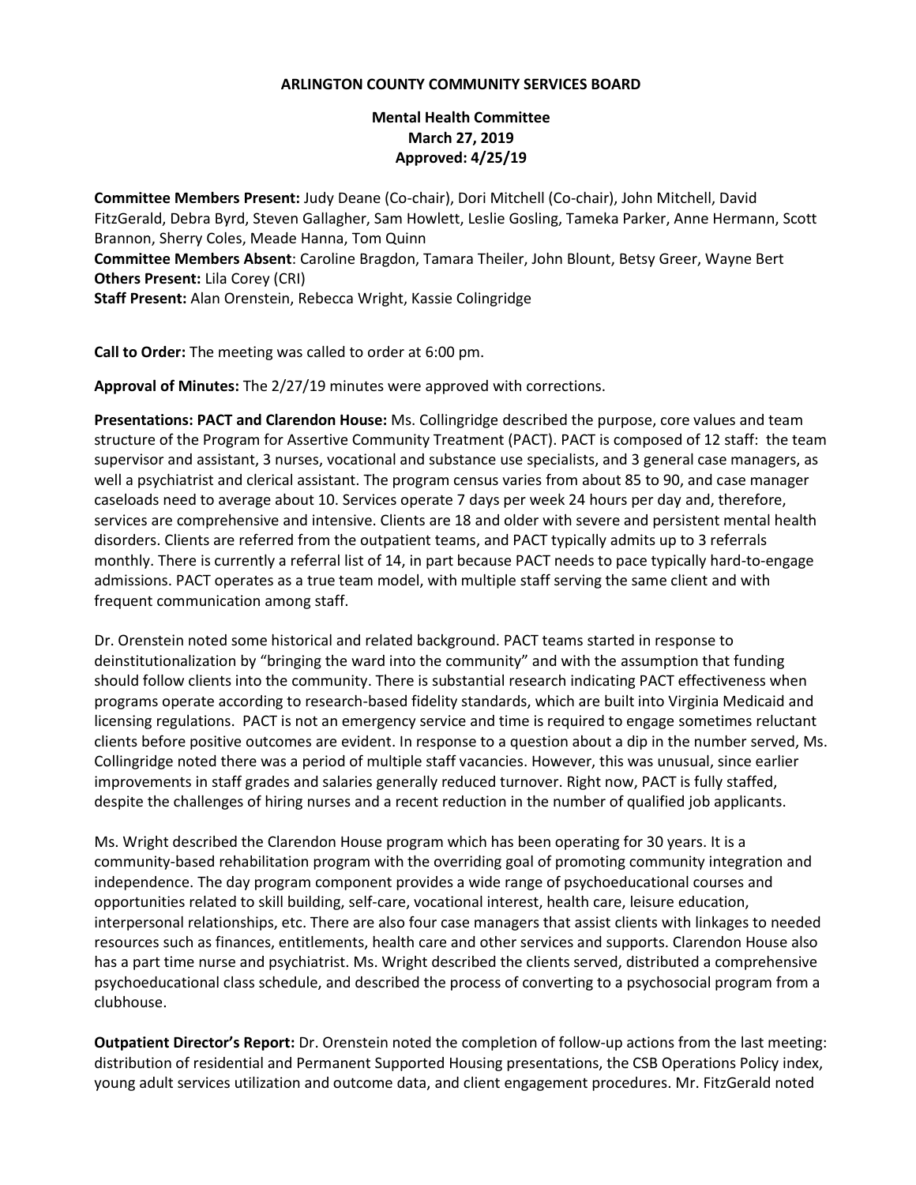**ARLINGTON COUNTY COMMUNITY SERVICES BOARD**

**Mental Health Committee**
**March 27, 2019**
**Approved: 4/25/19**

**Committee Members Present:** Judy Deane (Co-chair), Dori Mitchell (Co-chair), John Mitchell, David FitzGerald, Debra Byrd, Steven Gallagher, Sam Howlett, Leslie Gosling, Tameka Parker, Anne Hermann, Scott Brannon, Sherry Coles, Meade Hanna, Tom Quinn
**Committee Members Absent**: Caroline Bragdon, Tamara Theiler, John Blount, Betsy Greer, Wayne Bert
**Others Present:** Lila Corey (CRI)
**Staff Present:** Alan Orenstein, Rebecca Wright, Kassie Colingridge

**Call to Order:** The meeting was called to order at 6:00 pm.

**Approval of Minutes:** The 2/27/19 minutes were approved with corrections.

**Presentations: PACT and Clarendon House:** Ms. Collingridge described the purpose, core values and team structure of the Program for Assertive Community Treatment (PACT). PACT is composed of 12 staff: the team supervisor and assistant, 3 nurses, vocational and substance use specialists, and 3 general case managers, as well a psychiatrist and clerical assistant. The program census varies from about 85 to 90, and case manager caseloads need to average about 10. Services operate 7 days per week 24 hours per day and, therefore, services are comprehensive and intensive. Clients are 18 and older with severe and persistent mental health disorders. Clients are referred from the outpatient teams, and PACT typically admits up to 3 referrals monthly. There is currently a referral list of 14, in part because PACT needs to pace typically hard-to-engage admissions. PACT operates as a true team model, with multiple staff serving the same client and with frequent communication among staff.

Dr. Orenstein noted some historical and related background. PACT teams started in response to deinstitutionalization by "bringing the ward into the community" and with the assumption that funding should follow clients into the community. There is substantial research indicating PACT effectiveness when programs operate according to research-based fidelity standards, which are built into Virginia Medicaid and licensing regulations. PACT is not an emergency service and time is required to engage sometimes reluctant clients before positive outcomes are evident. In response to a question about a dip in the number served, Ms. Collingridge noted there was a period of multiple staff vacancies. However, this was unusual, since earlier improvements in staff grades and salaries generally reduced turnover. Right now, PACT is fully staffed, despite the challenges of hiring nurses and a recent reduction in the number of qualified job applicants.

Ms. Wright described the Clarendon House program which has been operating for 30 years. It is a community-based rehabilitation program with the overriding goal of promoting community integration and independence. The day program component provides a wide range of psychoeducational courses and opportunities related to skill building, self-care, vocational interest, health care, leisure education, interpersonal relationships, etc. There are also four case managers that assist clients with linkages to needed resources such as finances, entitlements, health care and other services and supports. Clarendon House also has a part time nurse and psychiatrist. Ms. Wright described the clients served, distributed a comprehensive psychoeducational class schedule, and described the process of converting to a psychosocial program from a clubhouse.

**Outpatient Director's Report:** Dr. Orenstein noted the completion of follow-up actions from the last meeting: distribution of residential and Permanent Supported Housing presentations, the CSB Operations Policy index, young adult services utilization and outcome data, and client engagement procedures. Mr. FitzGerald noted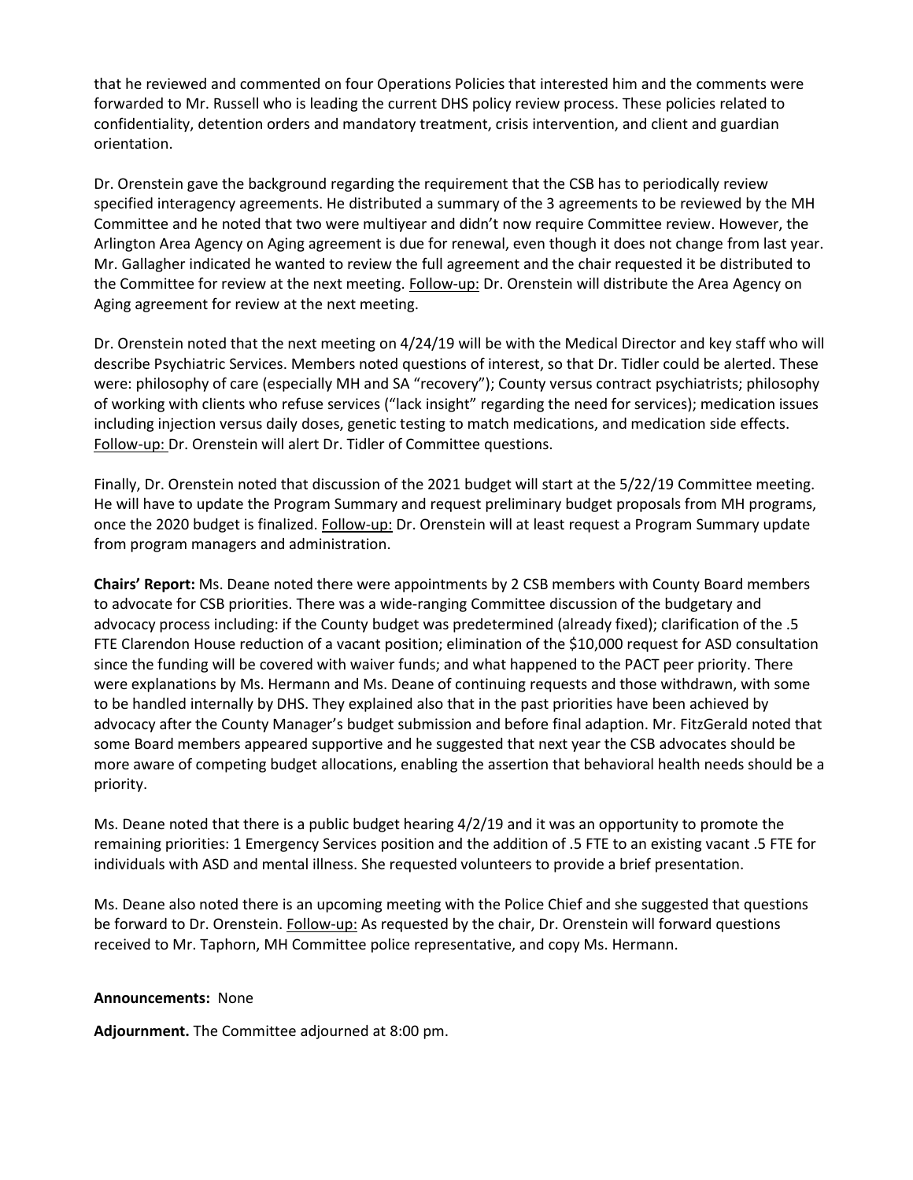that he reviewed and commented on four Operations Policies that interested him and the comments were forwarded to Mr. Russell who is leading the current DHS policy review process. These policies related to confidentiality, detention orders and mandatory treatment, crisis intervention, and client and guardian orientation.

Dr. Orenstein gave the background regarding the requirement that the CSB has to periodically review specified interagency agreements. He distributed a summary of the 3 agreements to be reviewed by the MH Committee and he noted that two were multiyear and didn't now require Committee review. However, the Arlington Area Agency on Aging agreement is due for renewal, even though it does not change from last year. Mr. Gallagher indicated he wanted to review the full agreement and the chair requested it be distributed to the Committee for review at the next meeting. Follow-up: Dr. Orenstein will distribute the Area Agency on Aging agreement for review at the next meeting.

Dr. Orenstein noted that the next meeting on 4/24/19 will be with the Medical Director and key staff who will describe Psychiatric Services. Members noted questions of interest, so that Dr. Tidler could be alerted. These were: philosophy of care (especially MH and SA "recovery"); County versus contract psychiatrists; philosophy of working with clients who refuse services ("lack insight" regarding the need for services); medication issues including injection versus daily doses, genetic testing to match medications, and medication side effects. Follow-up: Dr. Orenstein will alert Dr. Tidler of Committee questions.

Finally, Dr. Orenstein noted that discussion of the 2021 budget will start at the 5/22/19 Committee meeting. He will have to update the Program Summary and request preliminary budget proposals from MH programs, once the 2020 budget is finalized. Follow-up: Dr. Orenstein will at least request a Program Summary update from program managers and administration.

**Chairs' Report:** Ms. Deane noted there were appointments by 2 CSB members with County Board members to advocate for CSB priorities. There was a wide-ranging Committee discussion of the budgetary and advocacy process including: if the County budget was predetermined (already fixed); clarification of the .5 FTE Clarendon House reduction of a vacant position; elimination of the $10,000 request for ASD consultation since the funding will be covered with waiver funds; and what happened to the PACT peer priority. There were explanations by Ms. Hermann and Ms. Deane of continuing requests and those withdrawn, with some to be handled internally by DHS. They explained also that in the past priorities have been achieved by advocacy after the County Manager's budget submission and before final adaption. Mr. FitzGerald noted that some Board members appeared supportive and he suggested that next year the CSB advocates should be more aware of competing budget allocations, enabling the assertion that behavioral health needs should be a priority.

Ms. Deane noted that there is a public budget hearing 4/2/19 and it was an opportunity to promote the remaining priorities: 1 Emergency Services position and the addition of .5 FTE to an existing vacant .5 FTE for individuals with ASD and mental illness. She requested volunteers to provide a brief presentation.

Ms. Deane also noted there is an upcoming meeting with the Police Chief and she suggested that questions be forward to Dr. Orenstein. Follow-up: As requested by the chair, Dr. Orenstein will forward questions received to Mr. Taphorn, MH Committee police representative, and copy Ms. Hermann.

**Announcements:** None

**Adjournment.** The Committee adjourned at 8:00 pm.